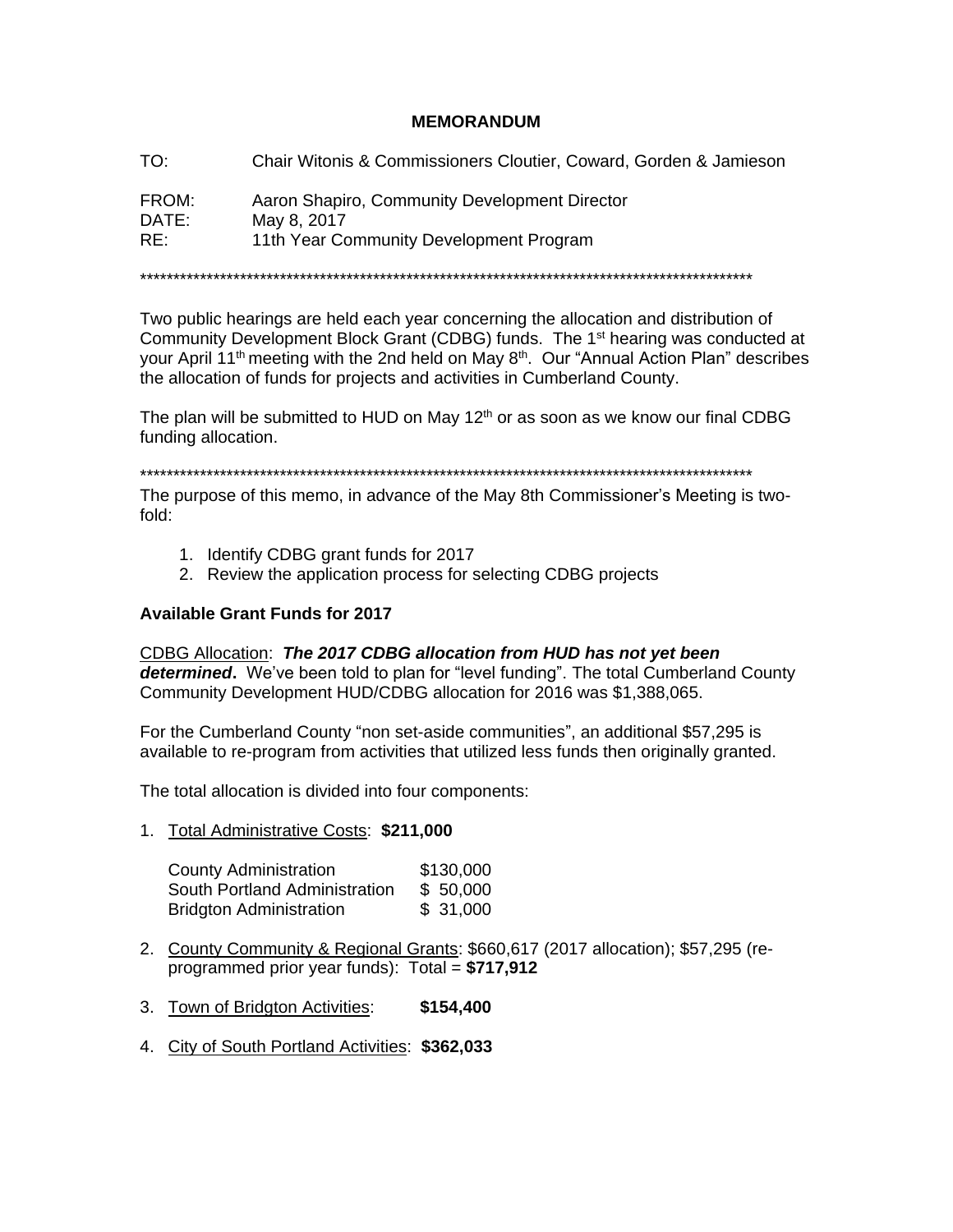# MEMORANDUM

TO: Chair Witonis & Commissioners Cloutier, Coward, Gorden & Jamieson

FROM: Aaron Shapiro, Community Development Director
DATE: May 8, 2017
RE: 11th Year Community Development Program

*************************************************************************************************

Two public hearings are held each year concerning the allocation and distribution of Community Development Block Grant (CDBG) funds. The 1st hearing was conducted at your April 11th meeting with the 2nd held on May 8th. Our "Annual Action Plan" describes the allocation of funds for projects and activities in Cumberland County.

The plan will be submitted to HUD on May 12th or as soon as we know our final CDBG funding allocation.

*************************************************************************************************

The purpose of this memo, in advance of the May 8th Commissioner's Meeting is two-fold:

1. Identify CDBG grant funds for 2017
2. Review the application process for selecting CDBG projects

**Available Grant Funds for 2017**

CDBG Allocation: ***The 2017 CDBG allocation from HUD has not yet been determined***. We've been told to plan for "level funding". The total Cumberland County Community Development HUD/CDBG allocation for 2016 was $1,388,065.

For the Cumberland County "non set-aside communities", an additional $57,295 is available to re-program from activities that utilized less funds then originally granted.

The total allocation is divided into four components:

1. Total Administrative Costs: **$211,000**

   | | |
   |---|---|
   | County Administration | $130,000 |
   | South Portland Administration | $ 50,000 |
   | Bridgton Administration | $ 31,000 |

2. County Community & Regional Grants: $660,617 (2017 allocation); $57,295 (re-programmed prior year funds): Total = **$717,912**

3. Town of Bridgton Activities: **$154,400**

4. City of South Portland Activities: **$362,033**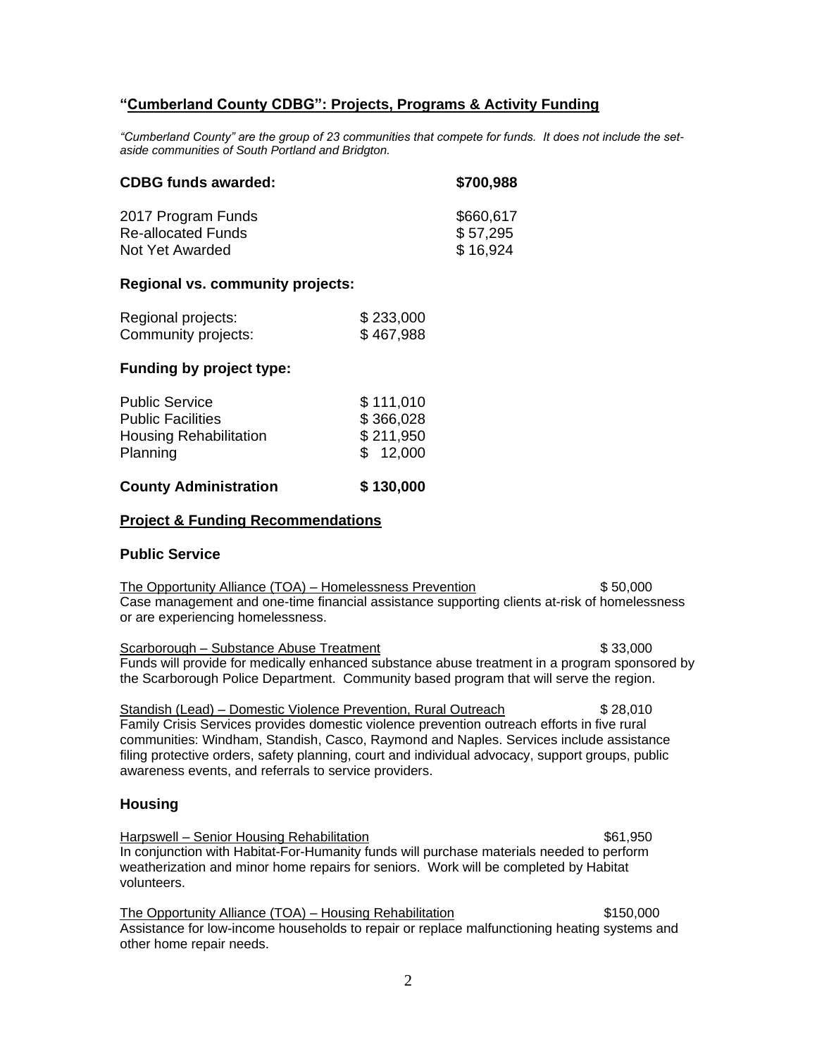## **"Cumberland County CDBG": Projects, Programs & Activity Funding**

*"Cumberland County" are the group of 23 communities that compete for funds. It does not include the set-aside communities of South Portland and Bridgton.*

| **CDBG funds awarded:** | **$700,988** |
|---|---|
| 2017 Program Funds | $660,617 |
| Re-allocated Funds | $ 57,295 |
| Not Yet Awarded | $ 16,924 |

### **Regional vs. community projects:**

| | |
|---|---|
| Regional projects: | $ 233,000 |
| Community projects: | $ 467,988 |

### **Funding by project type:**

| | |
|---|---|
| Public Service | $ 111,010 |
| Public Facilities | $ 366,028 |
| Housing Rehabilitation | $ 211,950 |
| Planning | $ 12,000 |
| **County Administration** | **$ 130,000** |

### **Project & Funding Recommendations**

### **Public Service**

The Opportunity Alliance (TOA) – Homelessness Prevention — $ 50,000
Case management and one-time financial assistance supporting clients at-risk of homelessness or are experiencing homelessness.

Scarborough – Substance Abuse Treatment — $ 33,000
Funds will provide for medically enhanced substance abuse treatment in a program sponsored by the Scarborough Police Department. Community based program that will serve the region.

Standish (Lead) – Domestic Violence Prevention, Rural Outreach — $ 28,010
Family Crisis Services provides domestic violence prevention outreach efforts in five rural communities: Windham, Standish, Casco, Raymond and Naples. Services include assistance filing protective orders, safety planning, court and individual advocacy, support groups, public awareness events, and referrals to service providers.

### **Housing**

Harpswell – Senior Housing Rehabilitation — $61,950
In conjunction with Habitat-For-Humanity funds will purchase materials needed to perform weatherization and minor home repairs for seniors. Work will be completed by Habitat volunteers.

The Opportunity Alliance (TOA) – Housing Rehabilitation — $150,000
Assistance for low-income households to repair or replace malfunctioning heating systems and other home repair needs.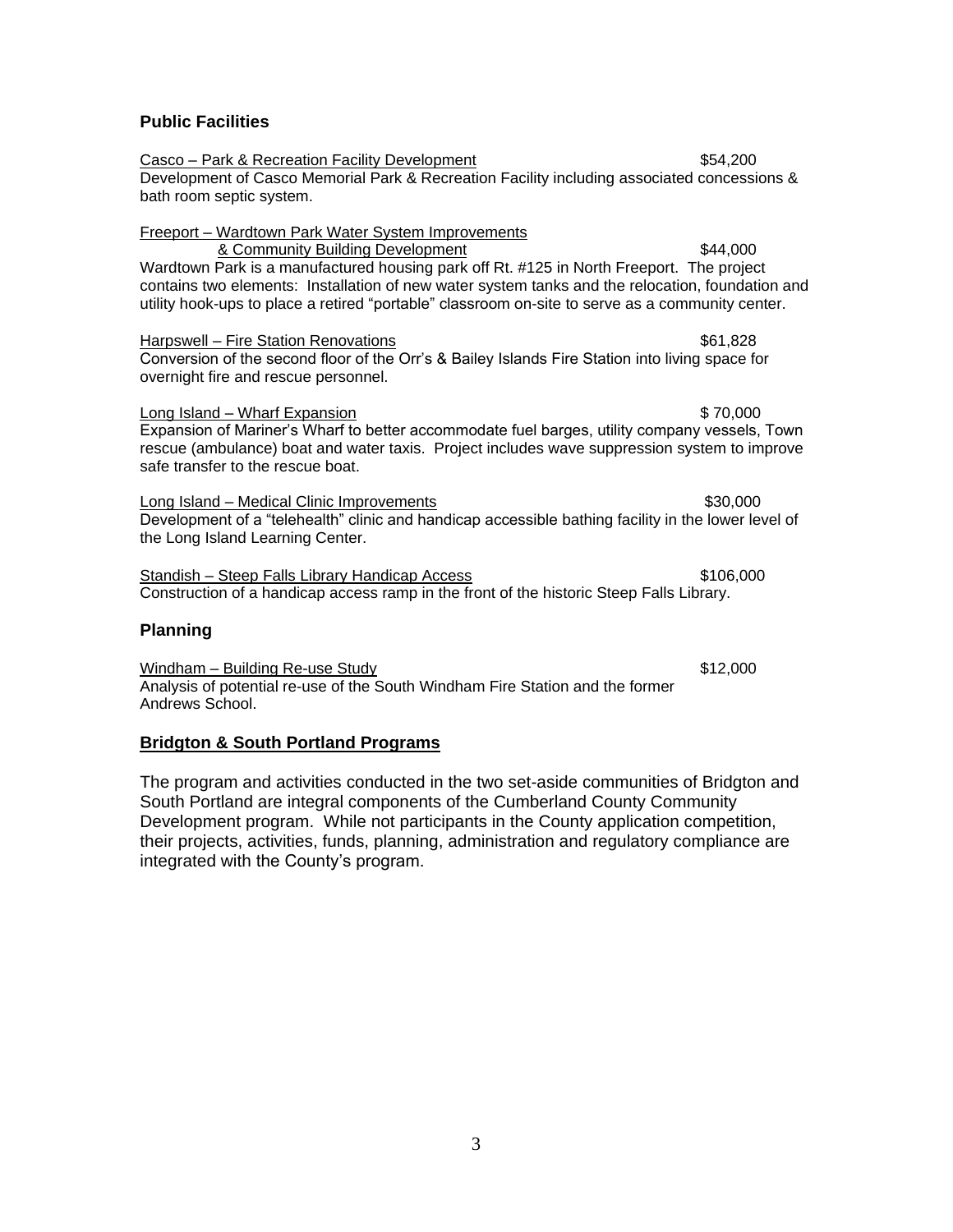## Public Facilities

Casco – Park & Recreation Facility Development $54,200

Development of Casco Memorial Park & Recreation Facility including associated concessions & bath room septic system.

Freeport – Wardtown Park Water System Improvements & Community Building Development $44,000

Wardtown Park is a manufactured housing park off Rt. #125 in North Freeport. The project contains two elements: Installation of new water system tanks and the relocation, foundation and utility hook-ups to place a retired "portable" classroom on-site to serve as a community center.

Harpswell – Fire Station Renovations $61,828

Conversion of the second floor of the Orr's & Bailey Islands Fire Station into living space for overnight fire and rescue personnel.

Long Island – Wharf Expansion $ 70,000

Expansion of Mariner's Wharf to better accommodate fuel barges, utility company vessels, Town rescue (ambulance) boat and water taxis. Project includes wave suppression system to improve safe transfer to the rescue boat.

Long Island – Medical Clinic Improvements $30,000

Development of a "telehealth" clinic and handicap accessible bathing facility in the lower level of the Long Island Learning Center.

Standish – Steep Falls Library Handicap Access $106,000

Construction of a handicap access ramp in the front of the historic Steep Falls Library.

## Planning

Windham – Building Re-use Study $12,000

Analysis of potential re-use of the South Windham Fire Station and the former Andrews School.

## Bridgton & South Portland Programs

The program and activities conducted in the two set-aside communities of Bridgton and South Portland are integral components of the Cumberland County Community Development program. While not participants in the County application competition, their projects, activities, funds, planning, administration and regulatory compliance are integrated with the County's program.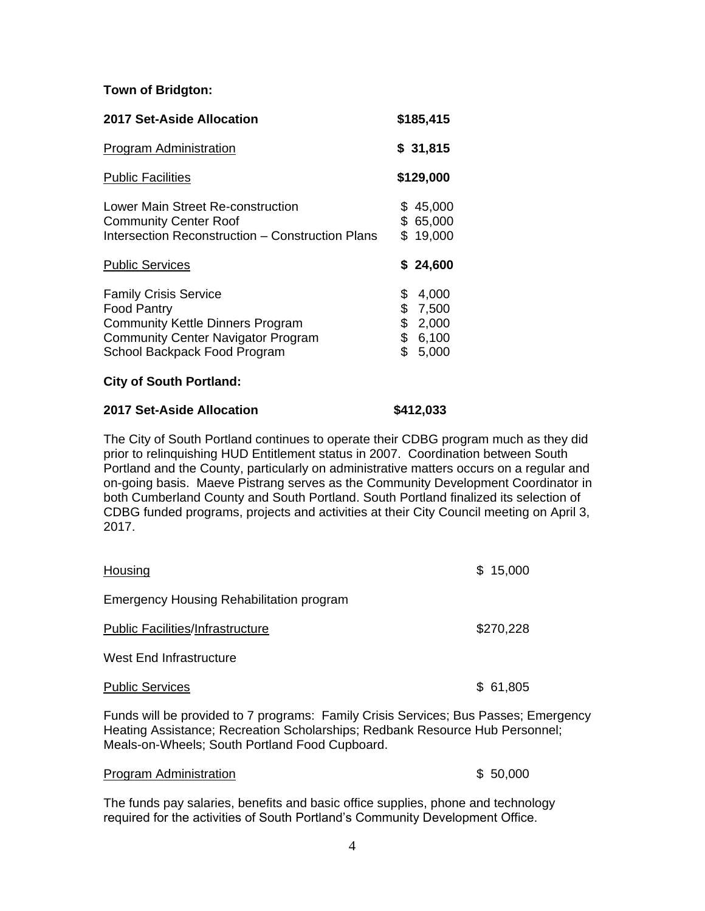**Town of Bridgton:**

| | |
|---|---|
| **2017 Set-Aside Allocation** | **$185,415** |
| Program Administration | **$ 31,815** |
| Public Facilities | **$129,000** |
| Lower Main Street Re-construction | $ 45,000 |
| Community Center Roof | $ 65,000 |
| Intersection Reconstruction – Construction Plans | $ 19,000 |
| Public Services | **$ 24,600** |
| Family Crisis Service | $ 4,000 |
| Food Pantry | $ 7,500 |
| Community Kettle Dinners Program | $ 2,000 |
| Community Center Navigator Program | $ 6,100 |
| School Backpack Food Program | $ 5,000 |

**City of South Portland:**

**2017 Set-Aside Allocation** **$412,033**

The City of South Portland continues to operate their CDBG program much as they did prior to relinquishing HUD Entitlement status in 2007. Coordination between South Portland and the County, particularly on administrative matters occurs on a regular and on-going basis. Maeve Pistrang serves as the Community Development Coordinator in both Cumberland County and South Portland. South Portland finalized its selection of CDBG funded programs, projects and activities at their City Council meeting on April 3, 2017.

Housing $ 15,000

Emergency Housing Rehabilitation program

Public Facilities/Infrastructure $270,228

West End Infrastructure

Public Services $ 61,805

Funds will be provided to 7 programs: Family Crisis Services; Bus Passes; Emergency Heating Assistance; Recreation Scholarships; Redbank Resource Hub Personnel; Meals-on-Wheels; South Portland Food Cupboard.

Program Administration $ 50,000

The funds pay salaries, benefits and basic office supplies, phone and technology required for the activities of South Portland's Community Development Office.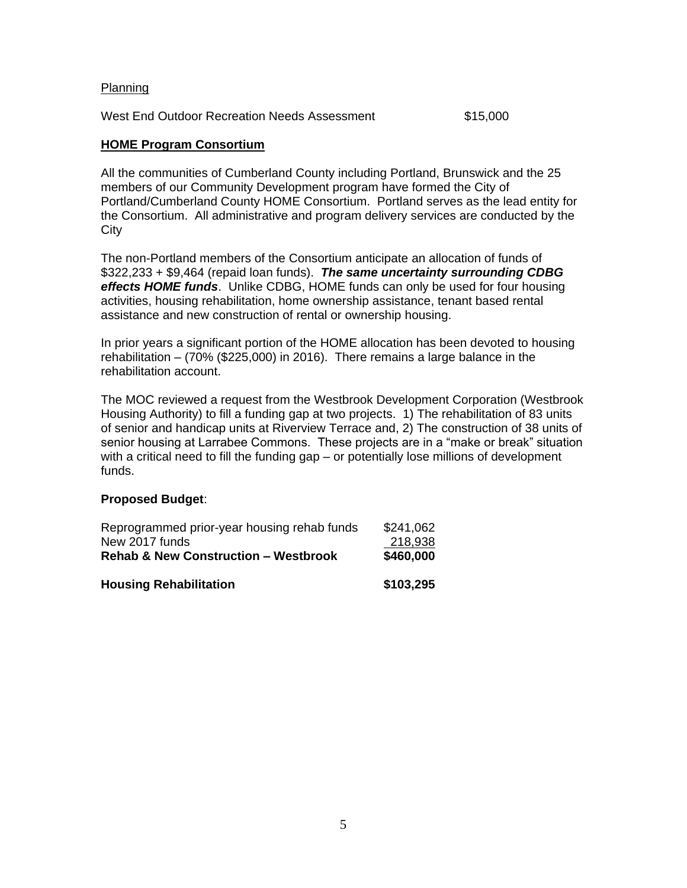Planning

| | |
|---|---|
| West End Outdoor Recreation Needs Assessment | $15,000 |

**HOME Program Consortium**

All the communities of Cumberland County including Portland, Brunswick and the 25 members of our Community Development program have formed the City of Portland/Cumberland County HOME Consortium. Portland serves as the lead entity for the Consortium. All administrative and program delivery services are conducted by the City

The non-Portland members of the Consortium anticipate an allocation of funds of $322,233 + $9,464 (repaid loan funds). ***The same uncertainty surrounding CDBG effects HOME funds***. Unlike CDBG, HOME funds can only be used for four housing activities, housing rehabilitation, home ownership assistance, tenant based rental assistance and new construction of rental or ownership housing.

In prior years a significant portion of the HOME allocation has been devoted to housing rehabilitation – (70% ($225,000) in 2016). There remains a large balance in the rehabilitation account.

The MOC reviewed a request from the Westbrook Development Corporation (Westbrook Housing Authority) to fill a funding gap at two projects. 1) The rehabilitation of 83 units of senior and handicap units at Riverview Terrace and, 2) The construction of 38 units of senior housing at Larrabee Commons. These projects are in a "make or break" situation with a critical need to fill the funding gap – or potentially lose millions of development funds.

**Proposed Budget**:

| | |
|---|---|
| Reprogrammed prior-year housing rehab funds | $241,062 |
| New 2017 funds | 218,938 |
| **Rehab & New Construction – Westbrook** | **$460,000** |
| **Housing Rehabilitation** | **$103,295** |